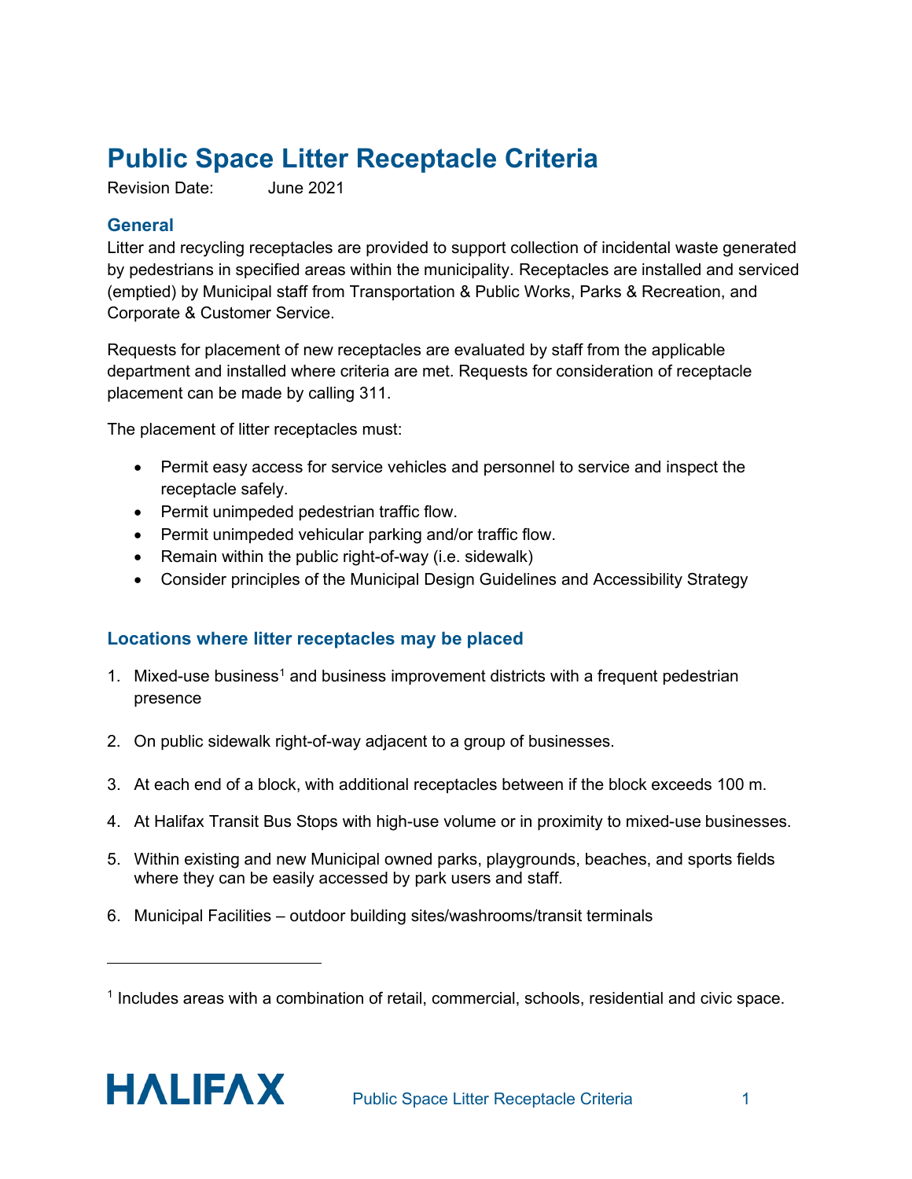# Public Space Litter Receptacle Criteria

Revision Date: June 2021

## General

Litter and recycling receptacles are provided to support collection of incidental waste generated by pedestrians in specified areas within the municipality. Receptacles are installed and serviced (emptied) by Municipal staff from Transportation & Public Works, Parks & Recreation, and Corporate & Customer Service.

Requests for placement of new receptacles are evaluated by staff from the applicable department and installed where criteria are met. Requests for consideration of receptacle placement can be made by calling 311.

The placement of litter receptacles must:

- Permit easy access for service vehicles and personnel to service and inspect the receptacle safely.
- Permit unimpeded pedestrian traffic flow.
- Permit unimpeded vehicular parking and/or traffic flow.
- Remain within the public right-of-way (i.e. sidewalk)
- Consider principles of the Municipal Design Guidelines and Accessibility Strategy

## Locations where litter receptacles may be placed

1. Mixed-use business[1] and business improvement districts with a frequent pedestrian presence
2. On public sidewalk right-of-way adjacent to a group of businesses.
3. At each end of a block, with additional receptacles between if the block exceeds 100 m.
4. At Halifax Transit Bus Stops with high-use volume or in proximity to mixed-use businesses.
5. Within existing and new Municipal owned parks, playgrounds, beaches, and sports fields where they can be easily accessed by park users and staff.
6. Municipal Facilities – outdoor building sites/washrooms/transit terminals

---

[1] Includes areas with a combination of retail, commercial, schools, residential and civic space.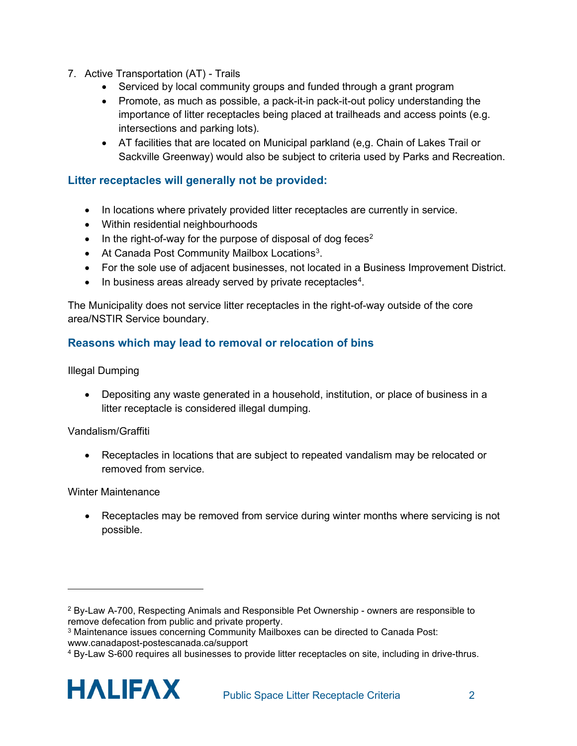7. Active Transportation (AT) - Trails
    - Serviced by local community groups and funded through a grant program
    - Promote, as much as possible, a pack-it-in pack-it-out policy understanding the importance of litter receptacles being placed at trailheads and access points (e.g. intersections and parking lots).
    - AT facilities that are located on Municipal parkland (e,g. Chain of Lakes Trail or Sackville Greenway) would also be subject to criteria used by Parks and Recreation.

## Litter receptacles will generally not be provided:

- In locations where privately provided litter receptacles are currently in service.
- Within residential neighbourhoods
- In the right-of-way for the purpose of disposal of dog feces[2]
- At Canada Post Community Mailbox Locations[3].
- For the sole use of adjacent businesses, not located in a Business Improvement District.
- In business areas already served by private receptacles[4].

The Municipality does not service litter receptacles in the right-of-way outside of the core area/NSTIR Service boundary.

## Reasons which may lead to removal or relocation of bins

Illegal Dumping

- Depositing any waste generated in a household, institution, or place of business in a litter receptacle is considered illegal dumping.

Vandalism/Graffiti

- Receptacles in locations that are subject to repeated vandalism may be relocated or removed from service.

Winter Maintenance

- Receptacles may be removed from service during winter months where servicing is not possible.

---

[2] By-Law A-700, Respecting Animals and Responsible Pet Ownership - owners are responsible to remove defecation from public and private property.

[3] Maintenance issues concerning Community Mailboxes can be directed to Canada Post: www.canadapost-postescanada.ca/support

[4] By-Law S-600 requires all businesses to provide litter receptacles on site, including in drive-thrus.